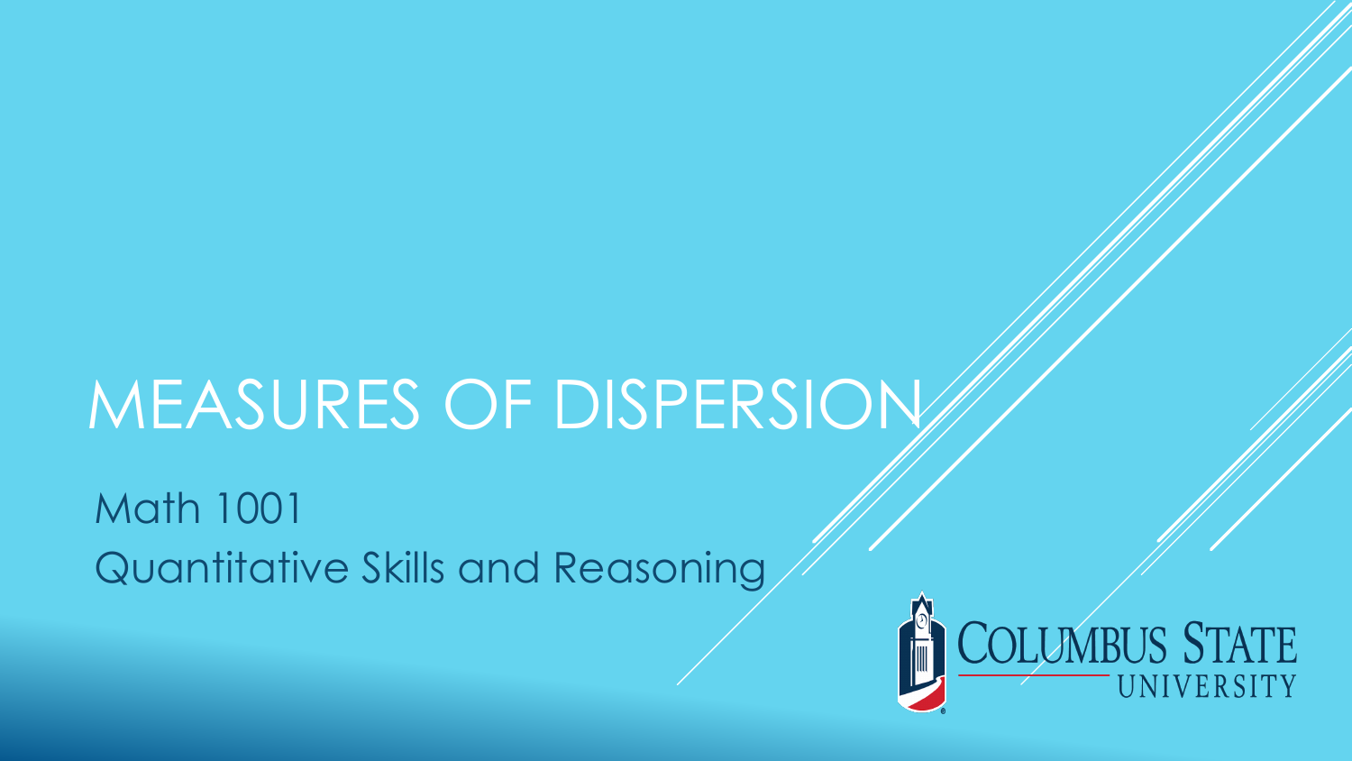# MEASURES OF DISPERSION

Math 1001

Quantitative Skills and Reasoning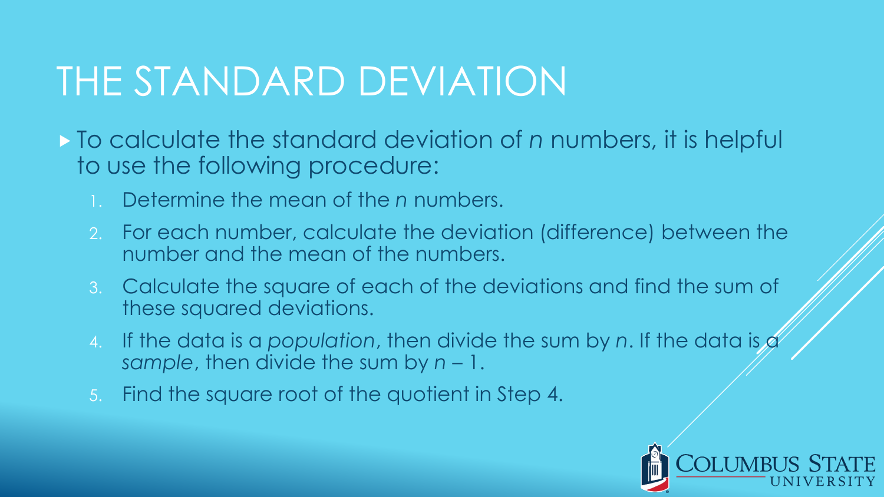# THE STANDARD DEVIATION

- To calculate the standard deviation of $n$ numbers, it is helpful to use the following procedure:
  1. Determine the mean of the $n$ numbers.
  2. For each number, calculate the deviation (difference) between the number and the mean of the numbers.
  3. Calculate the square of each of the deviations and find the sum of these squared deviations.
  4. If the data is a *population*, then divide the sum by $n$. If the data is a *sample*, then divide the sum by $n - 1$.
  5. Find the square root of the quotient in Step 4.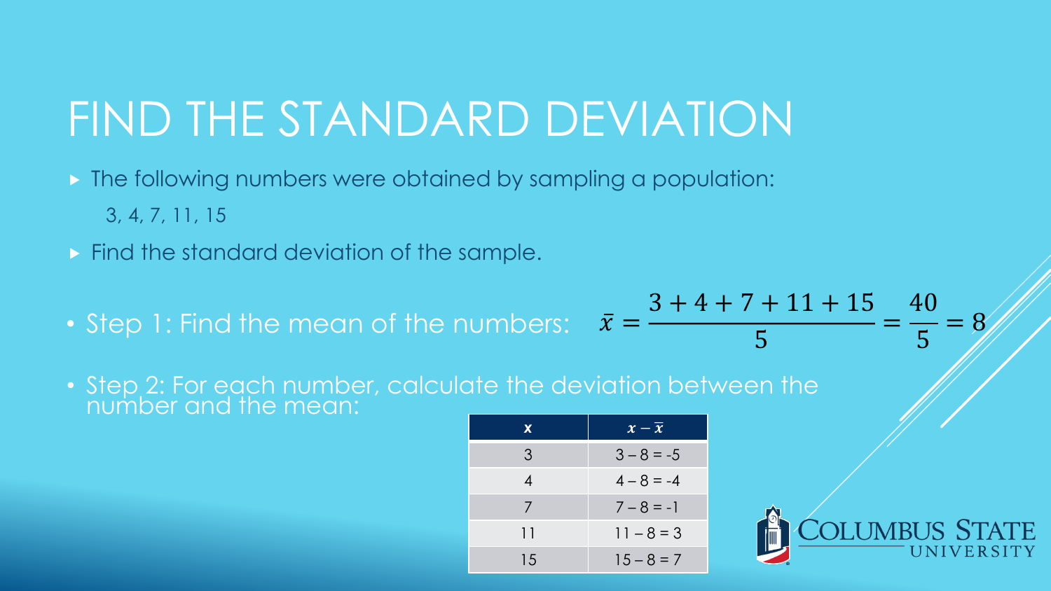# FIND THE STANDARD DEVIATION

- The following numbers were obtained by sampling a population:

  3, 4, 7, 11, 15

- Find the standard deviation of the sample.

- Step 1: Find the mean of the numbers: $\bar{x} = \frac{3+4+7+11+15}{5} = \frac{40}{5} = 8$

- Step 2: For each number, calculate the deviation between the number and the mean:

| x | $x - \bar{x}$ |
|---|---|
| 3 | 3 – 8 = -5 |
| 4 | 4 – 8 = -4 |
| 7 | 7 – 8 = -1 |
| 11 | 11 – 8 = 3 |
| 15 | 15 – 8 = 7 |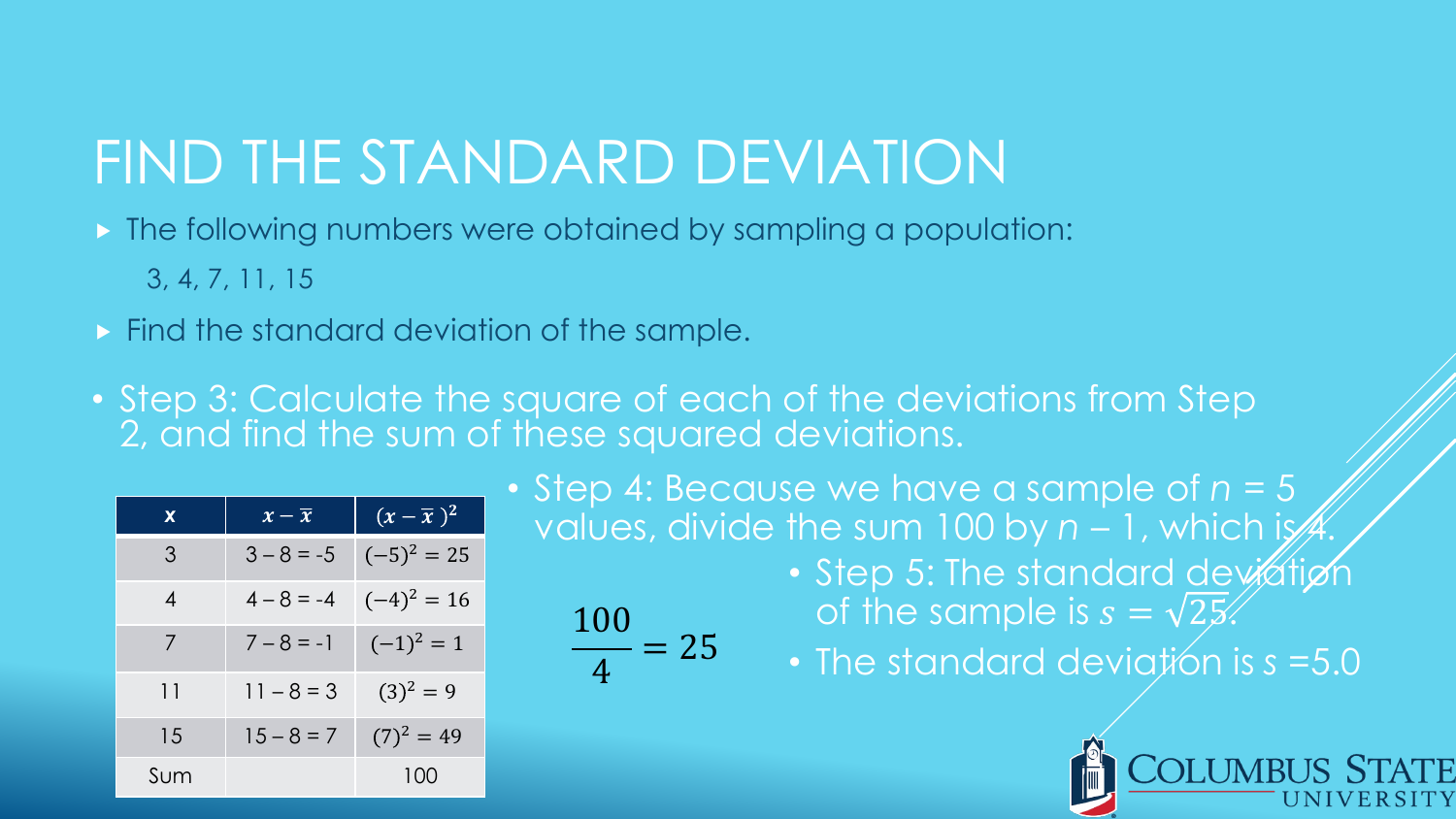# FIND THE STANDARD DEVIATION

- The following numbers were obtained by sampling a population:

  3, 4, 7, 11, 15

- Find the standard deviation of the sample.

- Step 3: Calculate the square of each of the deviations from Step 2, and find the sum of these squared deviations.

| x | $x - \bar{x}$ | $(x - \bar{x})^2$ |
|---|---|---|
| 3 | 3 – 8 = -5 | $(-5)^2 = 25$ |
| 4 | 4 – 8 = -4 | $(-4)^2 = 16$ |
| 7 | 7 – 8 = -1 | $(-1)^2 = 1$ |
| 11 | 11 – 8 = 3 | $(3)^2 = 9$ |
| 15 | 15 – 8 = 7 | $(7)^2 = 49$ |
| Sum | | 100 |

- Step 4: Because we have a sample of $n = 5$ values, divide the sum 100 by $n - 1$, which is 4.

$$\frac{100}{4} = 25$$

- Step 5: The standard deviation of the sample is $s = \sqrt{25}$.
- The standard deviation is $s = 5.0$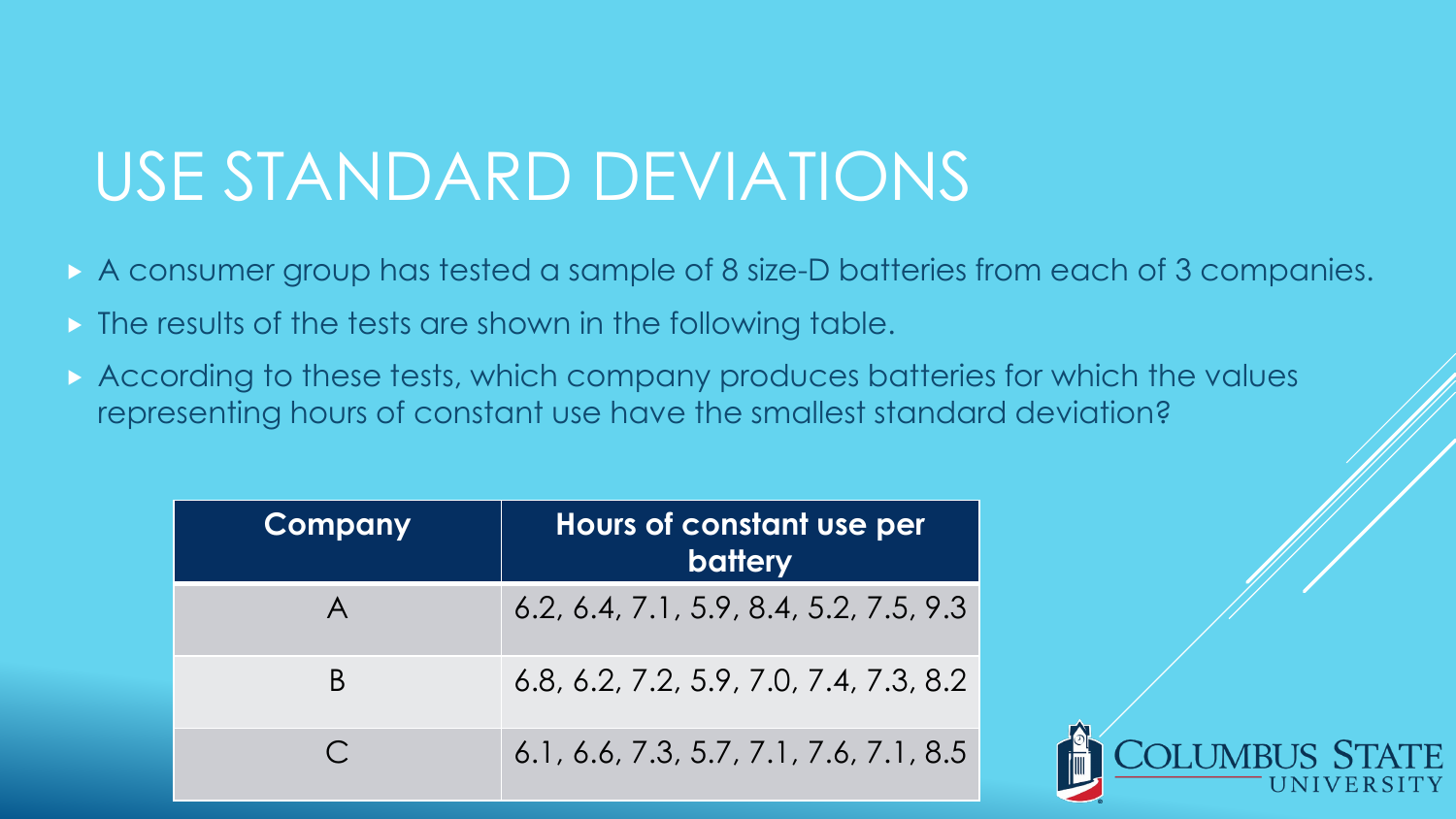# USE STANDARD DEVIATIONS

- A consumer group has tested a sample of 8 size-D batteries from each of 3 companies.
- The results of the tests are shown in the following table.
- According to these tests, which company produces batteries for which the values representing hours of constant use have the smallest standard deviation?

| Company | Hours of constant use per battery |
| --- | --- |
| A | 6.2, 6.4, 7.1, 5.9, 8.4, 5.2, 7.5, 9.3 |
| B | 6.8, 6.2, 7.2, 5.9, 7.0, 7.4, 7.3, 8.2 |
| C | 6.1, 6.6, 7.3, 5.7, 7.1, 7.6, 7.1, 8.5 |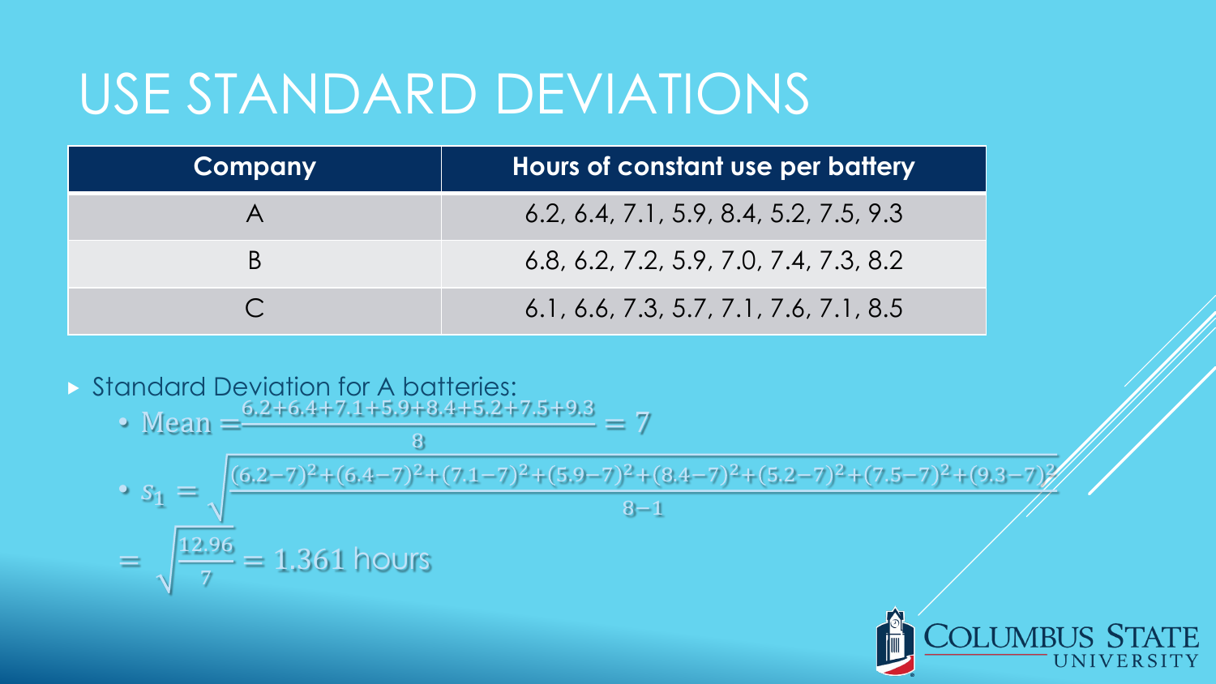# USE STANDARD DEVIATIONS

| Company | Hours of constant use per battery |
|---|---|
| A | 6.2, 6.4, 7.1, 5.9, 8.4, 5.2, 7.5, 9.3 |
| B | 6.8, 6.2, 7.2, 5.9, 7.0, 7.4, 7.3, 8.2 |
| C | 6.1, 6.6, 7.3, 5.7, 7.1, 7.6, 7.1, 8.5 |

- Standard Deviation for A batteries:
  - Mean $= \frac{6.2+6.4+7.1+5.9+8.4+5.2+7.5+9.3}{8} = 7$
  - $s_1 = \sqrt{\frac{(6.2-7)^2+(6.4-7)^2+(7.1-7)^2+(5.9-7)^2+(8.4-7)^2+(5.2-7)^2+(7.5-7)^2+(9.3-7)^2}{8-1}}$

$= \sqrt{\frac{12.96}{7}} = 1.361$ hours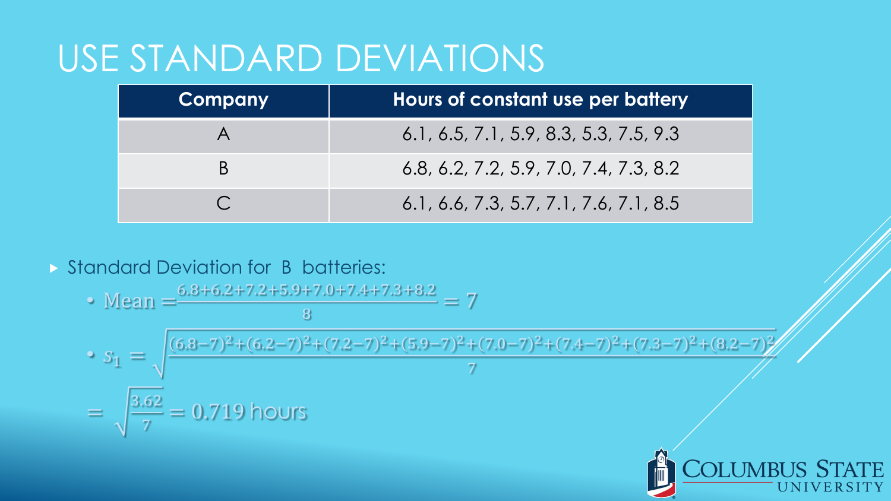# USE STANDARD DEVIATIONS

| Company | Hours of constant use per battery |
| --- | --- |
| A | 6.1, 6.5, 7.1, 5.9, 8.3, 5.3, 7.5, 9.3 |
| B | 6.8, 6.2, 7.2, 5.9, 7.0, 7.4, 7.3, 8.2 |
| C | 6.1, 6.6, 7.3, 5.7, 7.1, 7.6, 7.1, 8.5 |

- Standard Deviation for B batteries:
  - Mean $= \frac{6.8+6.2+7.2+5.9+7.0+7.4+7.3+8.2}{8} = 7$
  - $s_1 = \sqrt{\frac{(6.8-7)^2+(6.2-7)^2+(7.2-7)^2+(5.9-7)^2+(7.0-7)^2+(7.4-7)^2+(7.3-7)^2+(8.2-7)^2}{7}}$

  $= \sqrt{\frac{3.62}{7}} = 0.719$ hours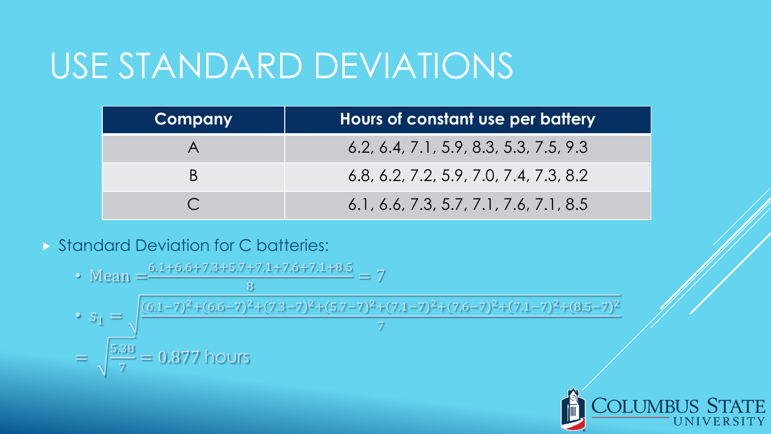# USE STANDARD DEVIATIONS

| Company | Hours of constant use per battery |
| --- | --- |
| A | 6.2, 6.4, 7.1, 5.9, 8.3, 5.3, 7.5, 9.3 |
| B | 6.8, 6.2, 7.2, 5.9, 7.0, 7.4, 7.3, 8.2 |
| C | 6.1, 6.6, 7.3, 5.7, 7.1, 7.6, 7.1, 8.5 |

- Standard Deviation for C batteries:
  - Mean $= \frac{6.1+6.6+7.3+5.7+7.1+7.6+7.1+8.5}{8} = 7$
  - $s_1 = \sqrt{\frac{(6.1-7)^2+(6.6-7)^2+(7.3-7)^2+(5.7-7)^2+(7.1-7)^2+(7.6-7)^2+(7.1-7)^2+(8.5-7)^2}{7}}$

$= \sqrt{\frac{5.38}{7}} = 0.877$ hours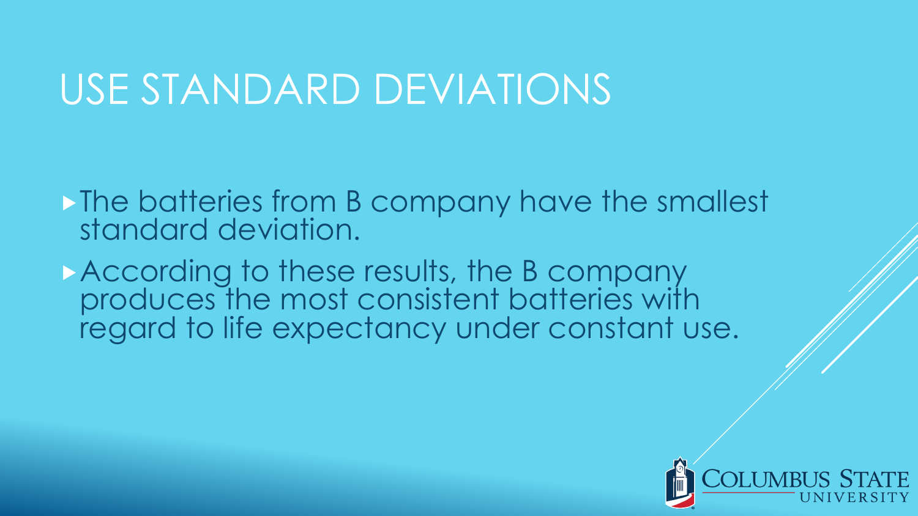# USE STANDARD DEVIATIONS

- The batteries from B company have the smallest standard deviation.
- According to these results, the B company produces the most consistent batteries with regard to life expectancy under constant use.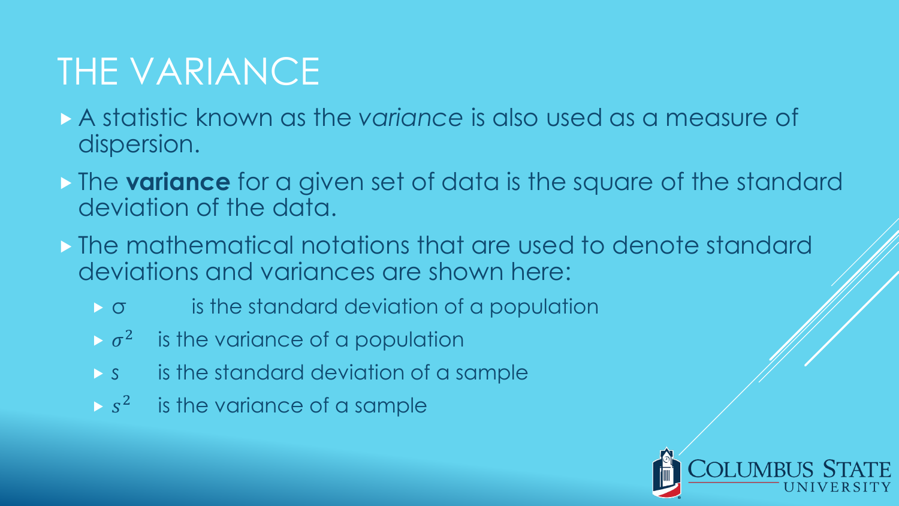# THE VARIANCE

- A statistic known as the *variance* is also used as a measure of dispersion.
- The **variance** for a given set of data is the square of the standard deviation of the data.
- The mathematical notations that are used to denote standard deviations and variances are shown here:
  - $\sigma$ is the standard deviation of a population
  - $\sigma^2$ is the variance of a population
  - $s$ is the standard deviation of a sample
  - $s^2$ is the variance of a sample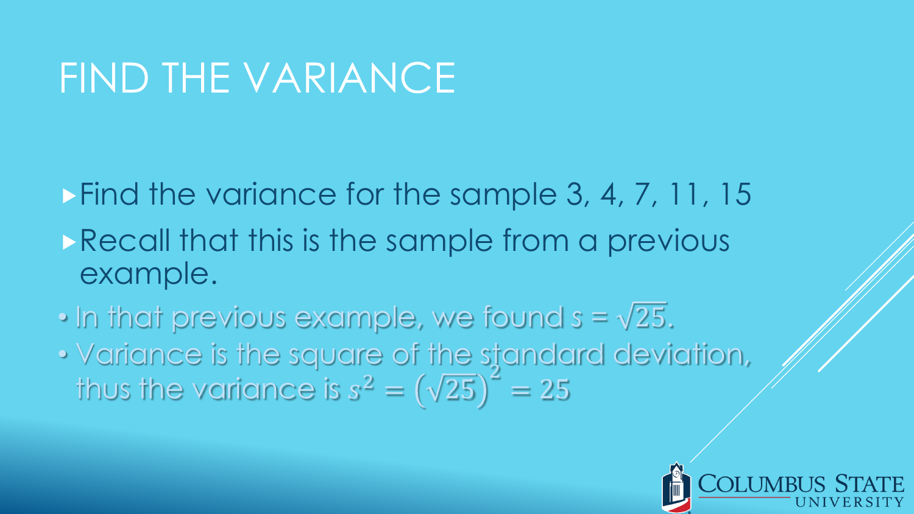# FIND THE VARIANCE

- Find the variance for the sample 3, 4, 7, 11, 15
- Recall that this is the sample from a previous example.
- In that previous example, we found s = $\sqrt{25}$.
- Variance is the square of the standard deviation, thus the variance is $s^2 = \left(\sqrt{25}\right)^2 = 25$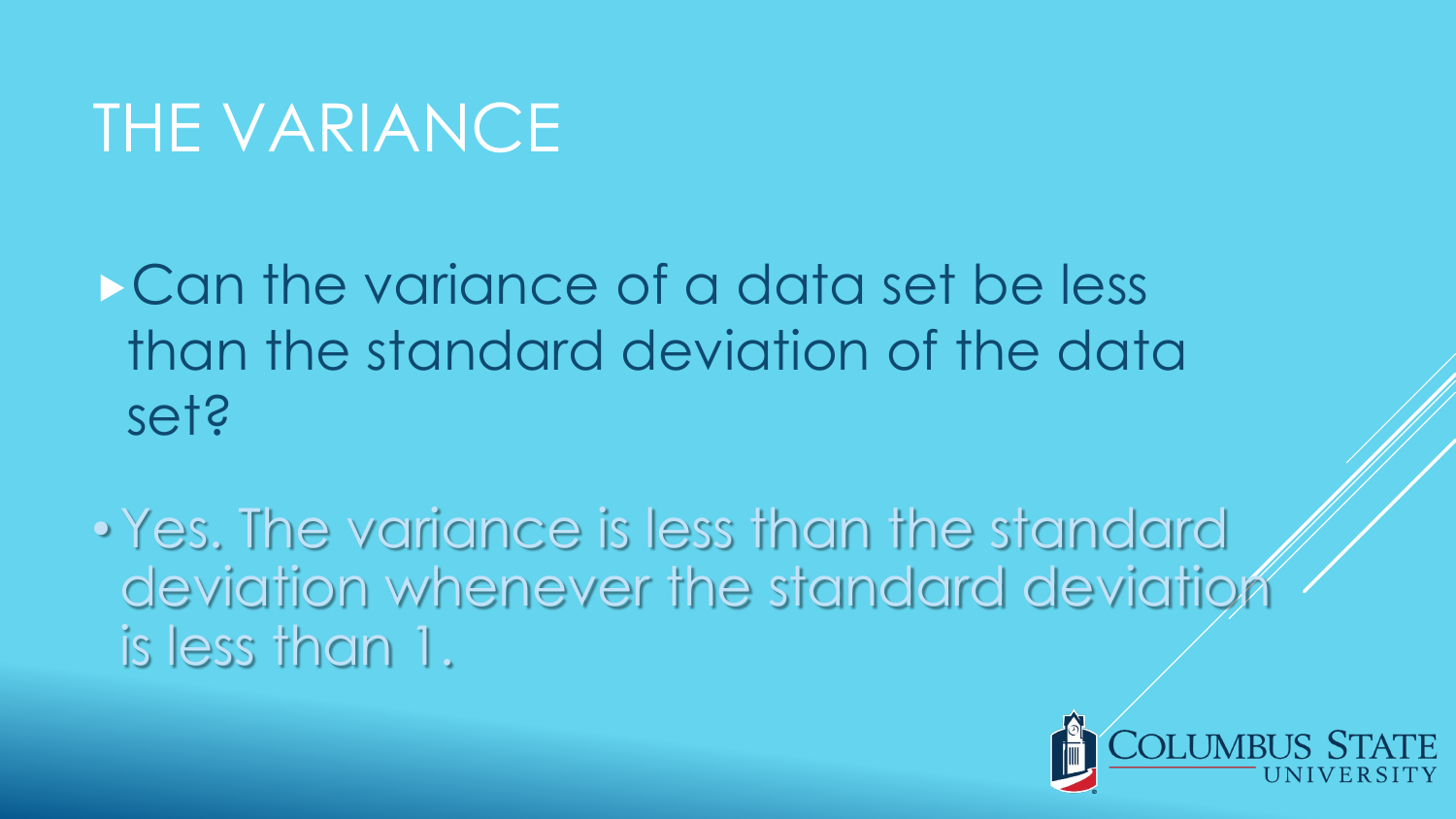# THE VARIANCE

- Can the variance of a data set be less than the standard deviation of the data set?

  - Yes. The variance is less than the standard deviation whenever the standard deviation is less than 1.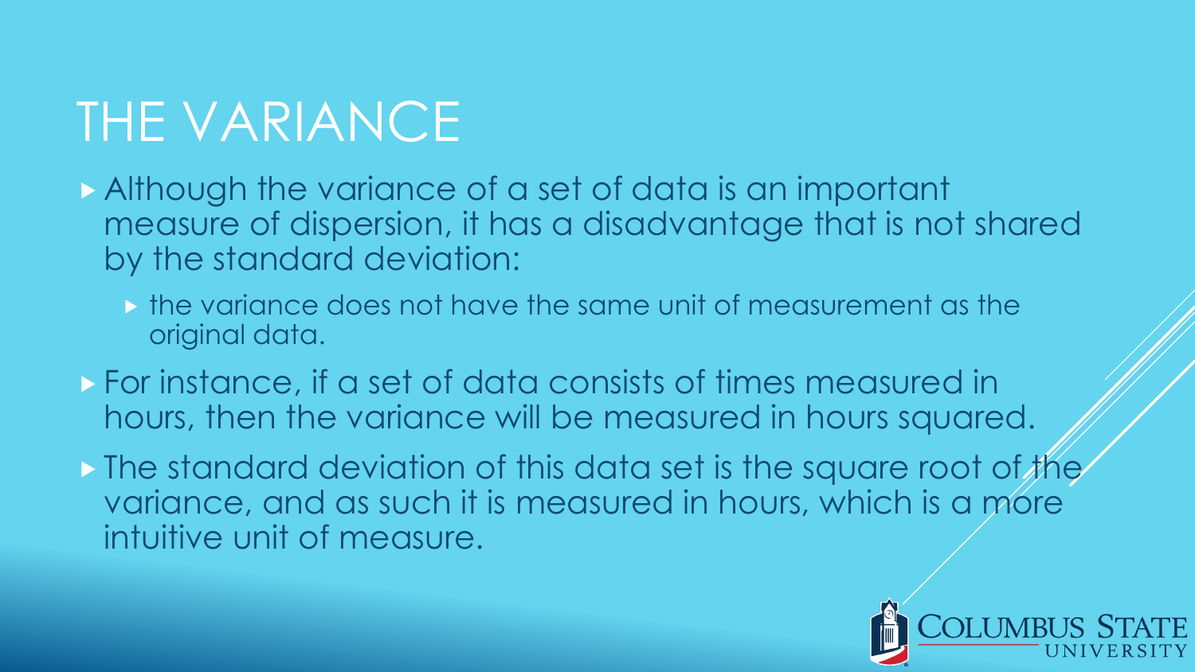# THE VARIANCE

- Although the variance of a set of data is an important measure of dispersion, it has a disadvantage that is not shared by the standard deviation:
  - the variance does not have the same unit of measurement as the original data.
- For instance, if a set of data consists of times measured in hours, then the variance will be measured in hours squared.
- The standard deviation of this data set is the square root of the variance, and as such it is measured in hours, which is a more intuitive unit of measure.